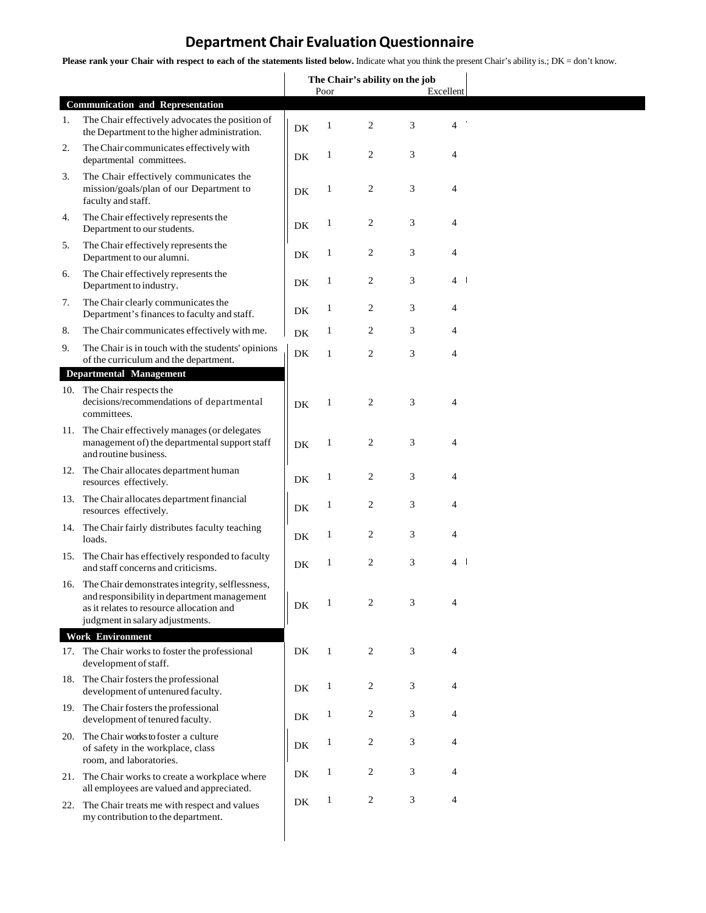# Department Chair Evaluation Questionnaire

**Please rank your Chair with respect to each of the statements listed below.** Indicate what you think the present Chair's ability is.; DK = don't know.

| | The Chair's ability on the job | | | | |
|---|---|---|---|---|---|
| | | Poor | | | Excellent |
| **Communication and Representation** | | | | | |
| 1. The Chair effectively advocates the position of the Department to the higher administration. | DK | 1 | 2 | 3 | 4 |
| 2. The Chair communicates effectively with departmental committees. | DK | 1 | 2 | 3 | 4 |
| 3. The Chair effectively communicates the mission/goals/plan of our Department to faculty and staff. | DK | 1 | 2 | 3 | 4 |
| 4. The Chair effectively represents the Department to our students. | DK | 1 | 2 | 3 | 4 |
| 5. The Chair effectively represents the Department to our alumni. | DK | 1 | 2 | 3 | 4 |
| 6. The Chair effectively represents the Department to industry. | DK | 1 | 2 | 3 | 4 |
| 7. The Chair clearly communicates the Department's finances to faculty and staff. | DK | 1 | 2 | 3 | 4 |
| 8. The Chair communicates effectively with me. | DK | 1 | 2 | 3 | 4 |
| 9. The Chair is in touch with the students' opinions of the curriculum and the department. | DK | 1 | 2 | 3 | 4 |
| **Departmental Management** | | | | | |
| 10. The Chair respects the decisions/recommendations of departmental committees. | DK | 1 | 2 | 3 | 4 |
| 11. The Chair effectively manages (or delegates management of) the departmental support staff and routine business. | DK | 1 | 2 | 3 | 4 |
| 12. The Chair allocates department human resources effectively. | DK | 1 | 2 | 3 | 4 |
| 13. The Chair allocates department financial resources effectively. | DK | 1 | 2 | 3 | 4 |
| 14. The Chair fairly distributes faculty teaching loads. | DK | 1 | 2 | 3 | 4 |
| 15. The Chair has effectively responded to faculty and staff concerns and criticisms. | DK | 1 | 2 | 3 | 4 |
| 16. The Chair demonstrates integrity, selflessness, and responsibility in department management as it relates to resource allocation and judgment in salary adjustments. | DK | 1 | 2 | 3 | 4 |
| **Work Environment** | | | | | |
| 17. The Chair works to foster the professional development of staff. | DK | 1 | 2 | 3 | 4 |
| 18. The Chair fosters the professional development of untenured faculty. | DK | 1 | 2 | 3 | 4 |
| 19. The Chair fosters the professional development of tenured faculty. | DK | 1 | 2 | 3 | 4 |
| 20. The Chair works to foster a culture of safety in the workplace, class room, and laboratories. | DK | 1 | 2 | 3 | 4 |
| 21. The Chair works to create a workplace where all employees are valued and appreciated. | DK | 1 | 2 | 3 | 4 |
| 22. The Chair treats me with respect and values my contribution to the department. | DK | 1 | 2 | 3 | 4 |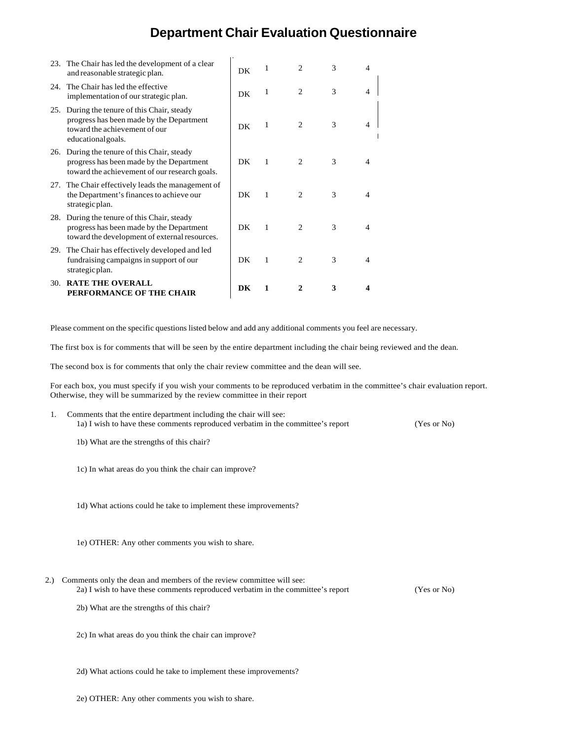# Department Chair Evaluation Questionnaire

| | | | | | |
|---|---|---|---|---|---|
| 23. The Chair has led the development of a clear and reasonable strategic plan. | DK | 1 | 2 | 3 | 4 |
| 24. The Chair has led the effective implementation of our strategic plan. | DK | 1 | 2 | 3 | 4 |
| 25. During the tenure of this Chair, steady progress has been made by the Department toward the achievement of our educational goals. | DK | 1 | 2 | 3 | 4 |
| 26. During the tenure of this Chair, steady progress has been made by the Department toward the achievement of our research goals. | DK | 1 | 2 | 3 | 4 |
| 27. The Chair effectively leads the management of the Department's finances to achieve our strategic plan. | DK | 1 | 2 | 3 | 4 |
| 28. During the tenure of this Chair, steady progress has been made by the Department toward the development of external resources. | DK | 1 | 2 | 3 | 4 |
| 29. The Chair has effectively developed and led fundraising campaigns in support of our strategic plan. | DK | 1 | 2 | 3 | 4 |
| 30. **RATE THE OVERALL PERFORMANCE OF THE CHAIR** | **DK** | **1** | **2** | **3** | **4** |

Please comment on the specific questions listed below and add any additional comments you feel are necessary.

The first box is for comments that will be seen by the entire department including the chair being reviewed and the dean.

The second box is for comments that only the chair review committee and the dean will see.

For each box, you must specify if you wish your comments to be reproduced verbatim in the committee's chair evaluation report. Otherwise, they will be summarized by the review committee in their report

1. Comments that the entire department including the chair will see:
   - 1a) I wish to have these comments reproduced verbatim in the committee's report (Yes or No)
   - 1b) What are the strengths of this chair?
   - 1c) In what areas do you think the chair can improve?
   - 1d) What actions could he take to implement these improvements?
   - 1e) OTHER: Any other comments you wish to share.

2.) Comments only the dean and members of the review committee will see:
   - 2a) I wish to have these comments reproduced verbatim in the committee's report (Yes or No)
   - 2b) What are the strengths of this chair?
   - 2c) In what areas do you think the chair can improve?
   - 2d) What actions could he take to implement these improvements?
   - 2e) OTHER: Any other comments you wish to share.